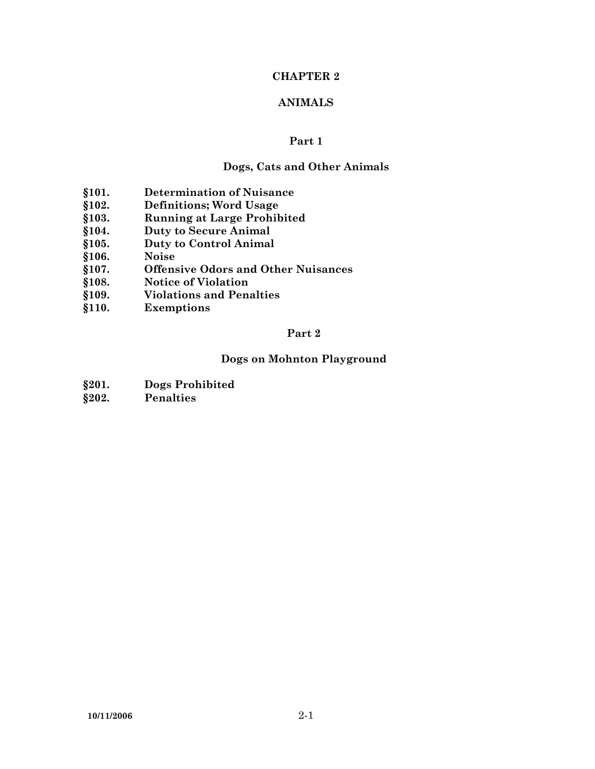# CHAPTER 2

# ANIMALS

## Part 1

## Dogs, Cats and Other Animals

**§101. Determination of Nuisance**
**§102. Definitions; Word Usage**
**§103. Running at Large Prohibited**
**§104. Duty to Secure Animal**
**§105. Duty to Control Animal**
**§106. Noise**
**§107. Offensive Odors and Other Nuisances**
**§108. Notice of Violation**
**§109. Violations and Penalties**
**§110. Exemptions**

## Part 2

## Dogs on Mohnton Playground

**§201. Dogs Prohibited**
**§202. Penalties**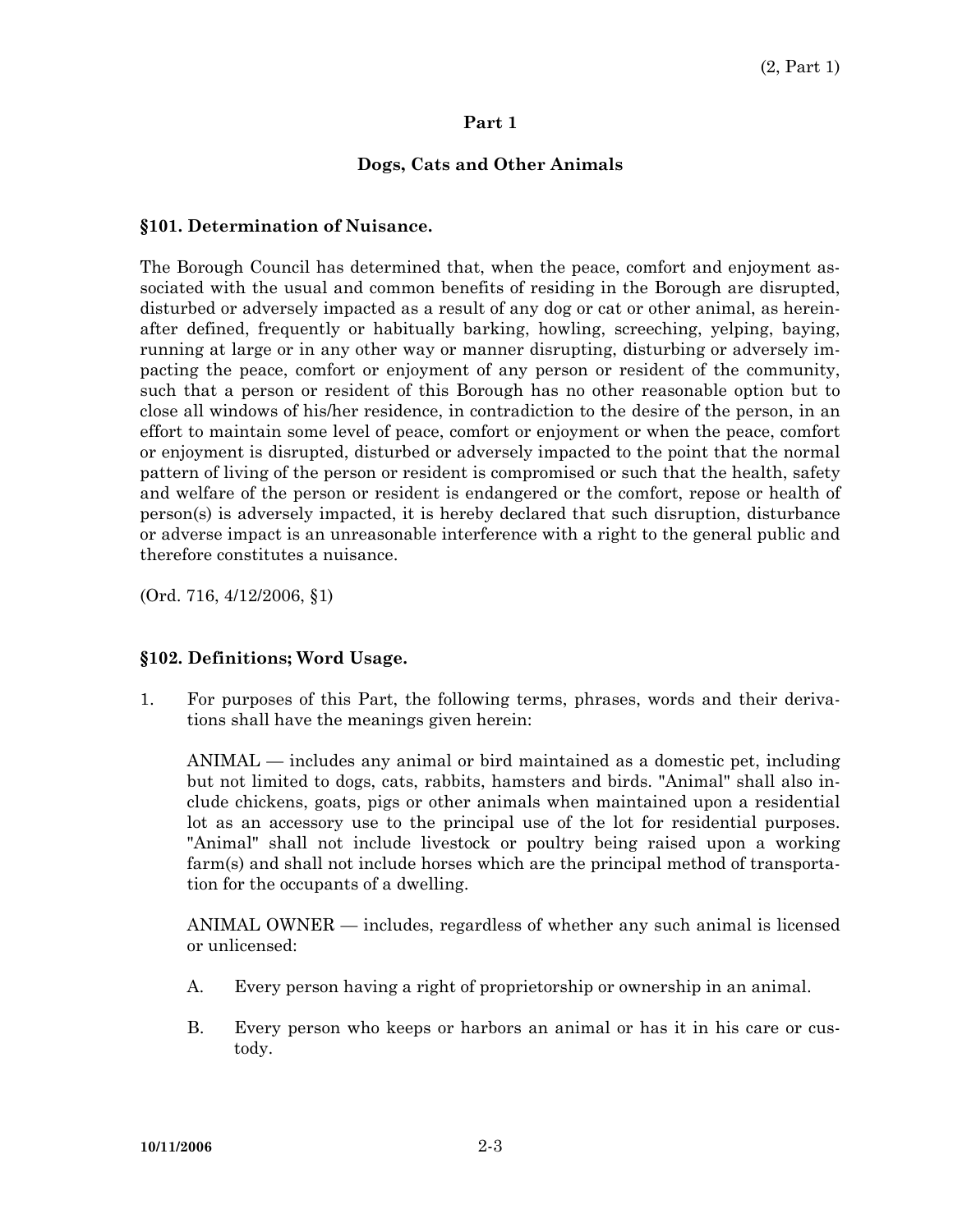## Part 1

### Dogs, Cats and Other Animals

**§101. Determination of Nuisance.**

The Borough Council has determined that, when the peace, comfort and enjoyment associated with the usual and common benefits of residing in the Borough are disrupted, disturbed or adversely impacted as a result of any dog or cat or other animal, as hereinafter defined, frequently or habitually barking, howling, screeching, yelping, baying, running at large or in any other way or manner disrupting, disturbing or adversely impacting the peace, comfort or enjoyment of any person or resident of the community, such that a person or resident of this Borough has no other reasonable option but to close all windows of his/her residence, in contradiction to the desire of the person, in an effort to maintain some level of peace, comfort or enjoyment or when the peace, comfort or enjoyment is disrupted, disturbed or adversely impacted to the point that the normal pattern of living of the person or resident is compromised or such that the health, safety and welfare of the person or resident is endangered or the comfort, repose or health of person(s) is adversely impacted, it is hereby declared that such disruption, disturbance or adverse impact is an unreasonable interference with a right to the general public and therefore constitutes a nuisance.

(Ord. 716, 4/12/2006, §1)

**§102. Definitions; Word Usage.**

1. For purposes of this Part, the following terms, phrases, words and their derivations shall have the meanings given herein:

   ANIMAL — includes any animal or bird maintained as a domestic pet, including but not limited to dogs, cats, rabbits, hamsters and birds. "Animal" shall also include chickens, goats, pigs or other animals when maintained upon a residential lot as an accessory use to the principal use of the lot for residential purposes. "Animal" shall not include livestock or poultry being raised upon a working farm(s) and shall not include horses which are the principal method of transportation for the occupants of a dwelling.

   ANIMAL OWNER — includes, regardless of whether any such animal is licensed or unlicensed:

   A. Every person having a right of proprietorship or ownership in an animal.

   B. Every person who keeps or harbors an animal or has it in his care or custody.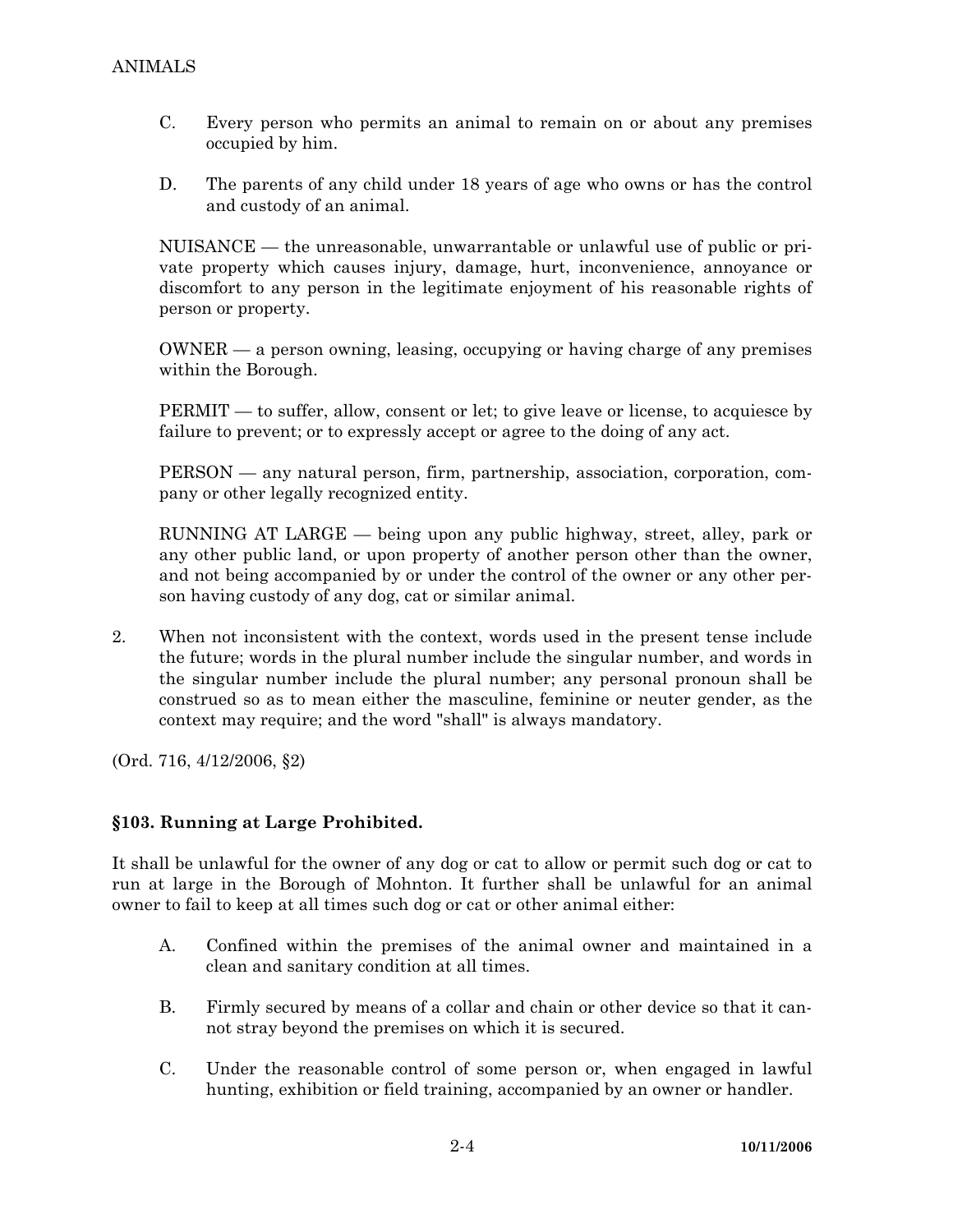C. Every person who permits an animal to remain on or about any premises occupied by him.

D. The parents of any child under 18 years of age who owns or has the control and custody of an animal.

NUISANCE — the unreasonable, unwarrantable or unlawful use of public or private property which causes injury, damage, hurt, inconvenience, annoyance or discomfort to any person in the legitimate enjoyment of his reasonable rights of person or property.

OWNER — a person owning, leasing, occupying or having charge of any premises within the Borough.

PERMIT — to suffer, allow, consent or let; to give leave or license, to acquiesce by failure to prevent; or to expressly accept or agree to the doing of any act.

PERSON — any natural person, firm, partnership, association, corporation, company or other legally recognized entity.

RUNNING AT LARGE — being upon any public highway, street, alley, park or any other public land, or upon property of another person other than the owner, and not being accompanied by or under the control of the owner or any other person having custody of any dog, cat or similar animal.

2. When not inconsistent with the context, words used in the present tense include the future; words in the plural number include the singular number, and words in the singular number include the plural number; any personal pronoun shall be construed so as to mean either the masculine, feminine or neuter gender, as the context may require; and the word "shall" is always mandatory.

(Ord. 716, 4/12/2006, §2)

### §103. Running at Large Prohibited.

It shall be unlawful for the owner of any dog or cat to allow or permit such dog or cat to run at large in the Borough of Mohnton. It further shall be unlawful for an animal owner to fail to keep at all times such dog or cat or other animal either:

A. Confined within the premises of the animal owner and maintained in a clean and sanitary condition at all times.

B. Firmly secured by means of a collar and chain or other device so that it cannot stray beyond the premises on which it is secured.

C. Under the reasonable control of some person or, when engaged in lawful hunting, exhibition or field training, accompanied by an owner or handler.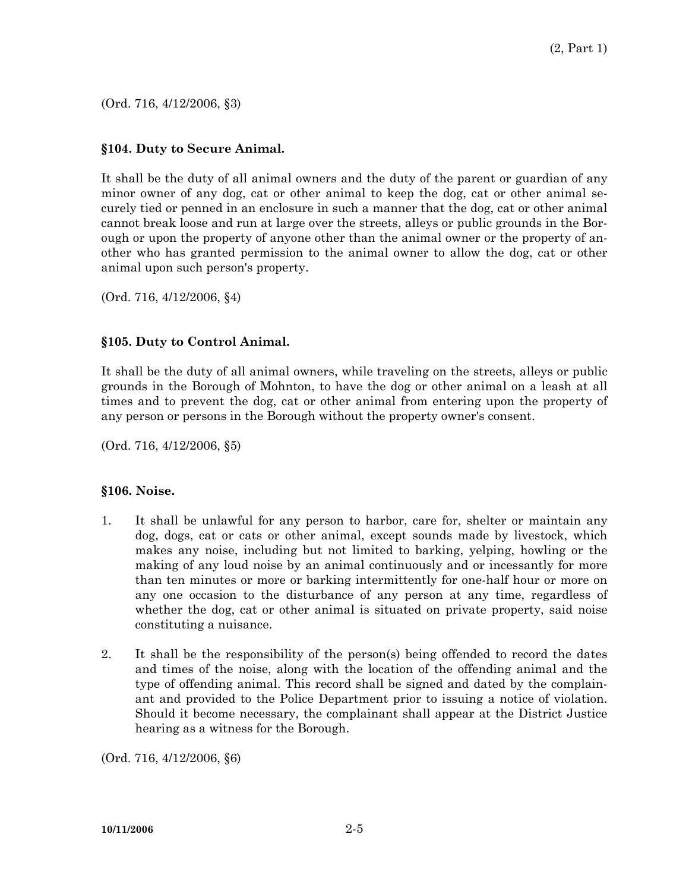(Ord. 716, 4/12/2006, §3)

### §104. Duty to Secure Animal.

It shall be the duty of all animal owners and the duty of the parent or guardian of any minor owner of any dog, cat or other animal to keep the dog, cat or other animal securely tied or penned in an enclosure in such a manner that the dog, cat or other animal cannot break loose and run at large over the streets, alleys or public grounds in the Borough or upon the property of anyone other than the animal owner or the property of another who has granted permission to the animal owner to allow the dog, cat or other animal upon such person's property.

(Ord. 716, 4/12/2006, §4)

### §105. Duty to Control Animal.

It shall be the duty of all animal owners, while traveling on the streets, alleys or public grounds in the Borough of Mohnton, to have the dog or other animal on a leash at all times and to prevent the dog, cat or other animal from entering upon the property of any person or persons in the Borough without the property owner's consent.

(Ord. 716, 4/12/2006, §5)

### §106. Noise.

1. It shall be unlawful for any person to harbor, care for, shelter or maintain any dog, dogs, cat or cats or other animal, except sounds made by livestock, which makes any noise, including but not limited to barking, yelping, howling or the making of any loud noise by an animal continuously and or incessantly for more than ten minutes or more or barking intermittently for one-half hour or more on any one occasion to the disturbance of any person at any time, regardless of whether the dog, cat or other animal is situated on private property, said noise constituting a nuisance.

2. It shall be the responsibility of the person(s) being offended to record the dates and times of the noise, along with the location of the offending animal and the type of offending animal. This record shall be signed and dated by the complainant and provided to the Police Department prior to issuing a notice of violation. Should it become necessary, the complainant shall appear at the District Justice hearing as a witness for the Borough.

(Ord. 716, 4/12/2006, §6)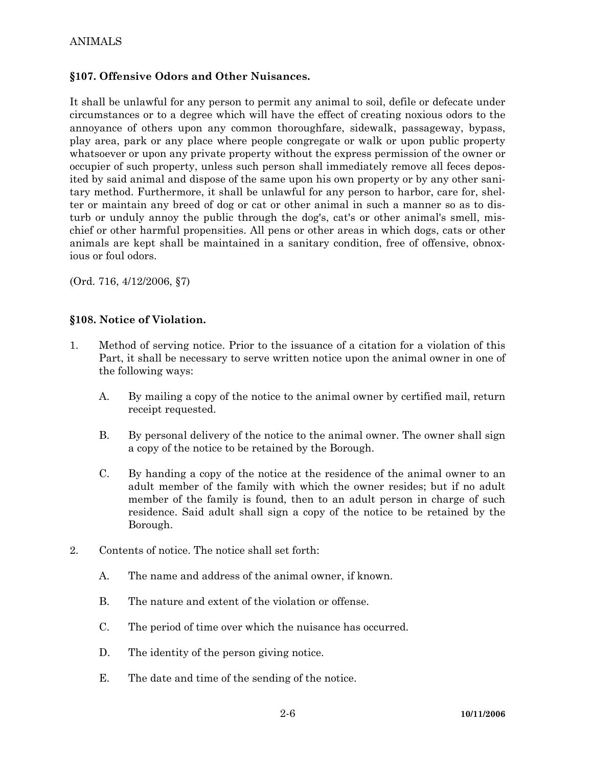## §107. Offensive Odors and Other Nuisances.

It shall be unlawful for any person to permit any animal to soil, defile or defecate under circumstances or to a degree which will have the effect of creating noxious odors to the annoyance of others upon any common thoroughfare, sidewalk, passageway, bypass, play area, park or any place where people congregate or walk or upon public property whatsoever or upon any private property without the express permission of the owner or occupier of such property, unless such person shall immediately remove all feces deposited by said animal and dispose of the same upon his own property or by any other sanitary method. Furthermore, it shall be unlawful for any person to harbor, care for, shelter or maintain any breed of dog or cat or other animal in such a manner so as to disturb or unduly annoy the public through the dog's, cat's or other animal's smell, mischief or other harmful propensities. All pens or other areas in which dogs, cats or other animals are kept shall be maintained in a sanitary condition, free of offensive, obnoxious or foul odors.

(Ord. 716, 4/12/2006, §7)

## §108. Notice of Violation.

1. Method of serving notice. Prior to the issuance of a citation for a violation of this Part, it shall be necessary to serve written notice upon the animal owner in one of the following ways:

   A. By mailing a copy of the notice to the animal owner by certified mail, return receipt requested.

   B. By personal delivery of the notice to the animal owner. The owner shall sign a copy of the notice to be retained by the Borough.

   C. By handing a copy of the notice at the residence of the animal owner to an adult member of the family with which the owner resides; but if no adult member of the family is found, then to an adult person in charge of such residence. Said adult shall sign a copy of the notice to be retained by the Borough.

2. Contents of notice. The notice shall set forth:

   A. The name and address of the animal owner, if known.

   B. The nature and extent of the violation or offense.

   C. The period of time over which the nuisance has occurred.

   D. The identity of the person giving notice.

   E. The date and time of the sending of the notice.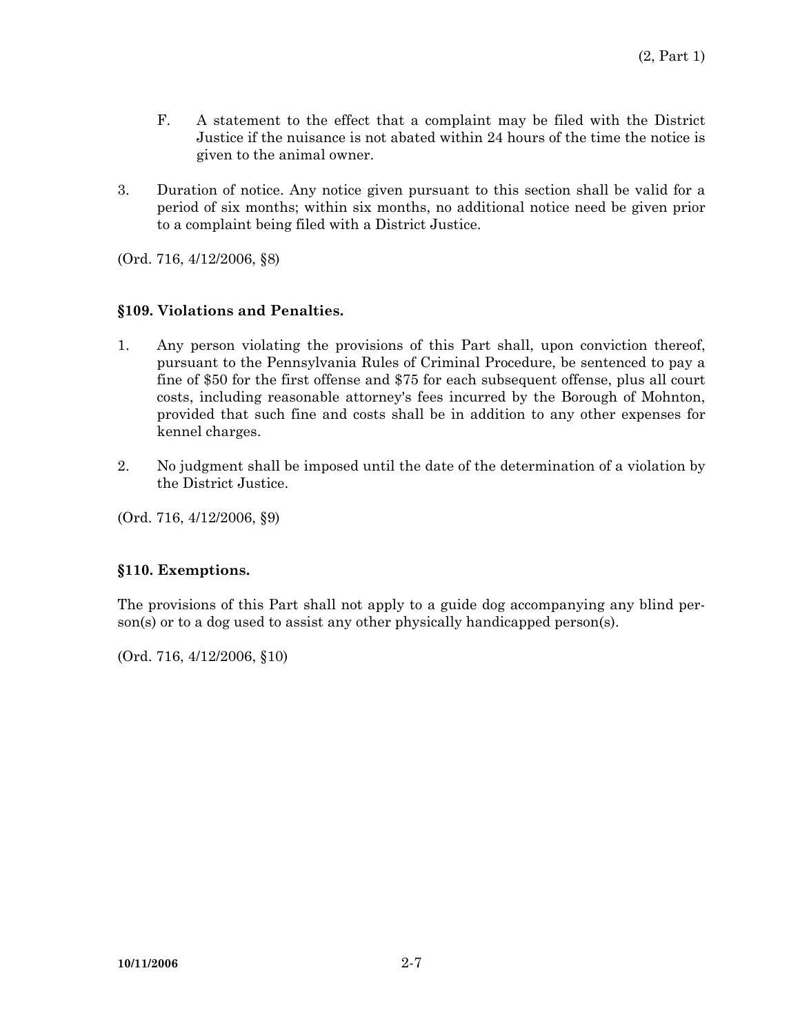F. A statement to the effect that a complaint may be filed with the District Justice if the nuisance is not abated within 24 hours of the time the notice is given to the animal owner.

3. Duration of notice. Any notice given pursuant to this section shall be valid for a period of six months; within six months, no additional notice need be given prior to a complaint being filed with a District Justice.

(Ord. 716, 4/12/2006, §8)

### §109. Violations and Penalties.

1. Any person violating the provisions of this Part shall, upon conviction thereof, pursuant to the Pennsylvania Rules of Criminal Procedure, be sentenced to pay a fine of $50 for the first offense and $75 for each subsequent offense, plus all court costs, including reasonable attorney's fees incurred by the Borough of Mohnton, provided that such fine and costs shall be in addition to any other expenses for kennel charges.

2. No judgment shall be imposed until the date of the determination of a violation by the District Justice.

(Ord. 716, 4/12/2006, §9)

### §110. Exemptions.

The provisions of this Part shall not apply to a guide dog accompanying any blind person(s) or to a dog used to assist any other physically handicapped person(s).

(Ord. 716, 4/12/2006, §10)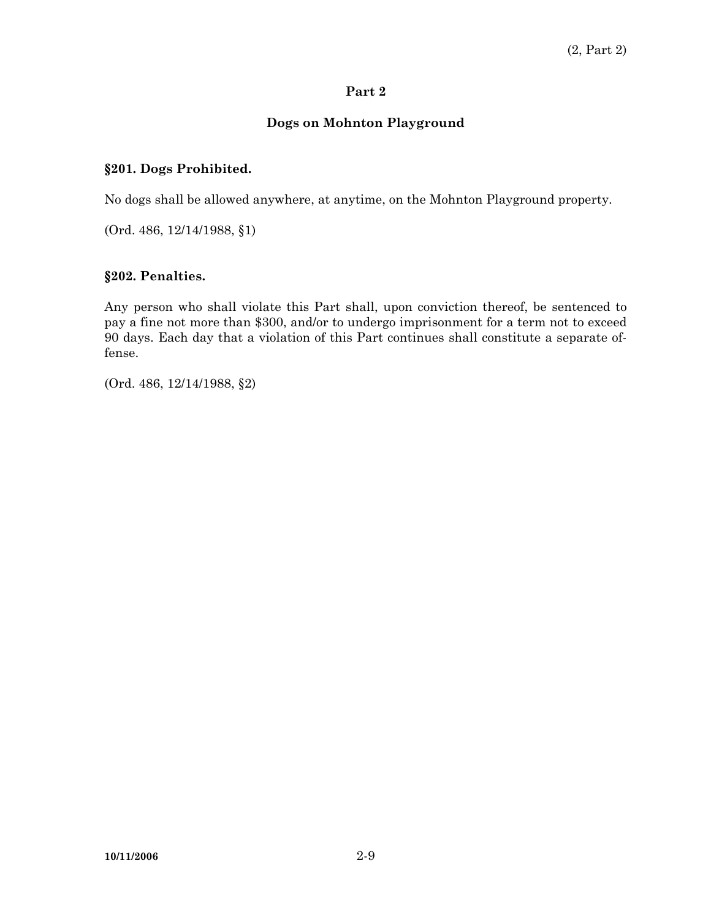## Part 2

### Dogs on Mohnton Playground

**§201. Dogs Prohibited.**

No dogs shall be allowed anywhere, at anytime, on the Mohnton Playground property.

(Ord. 486, 12/14/1988, §1)

**§202. Penalties.**

Any person who shall violate this Part shall, upon conviction thereof, be sentenced to pay a fine not more than $300, and/or to undergo imprisonment for a term not to exceed 90 days. Each day that a violation of this Part continues shall constitute a separate offense.

(Ord. 486, 12/14/1988, §2)